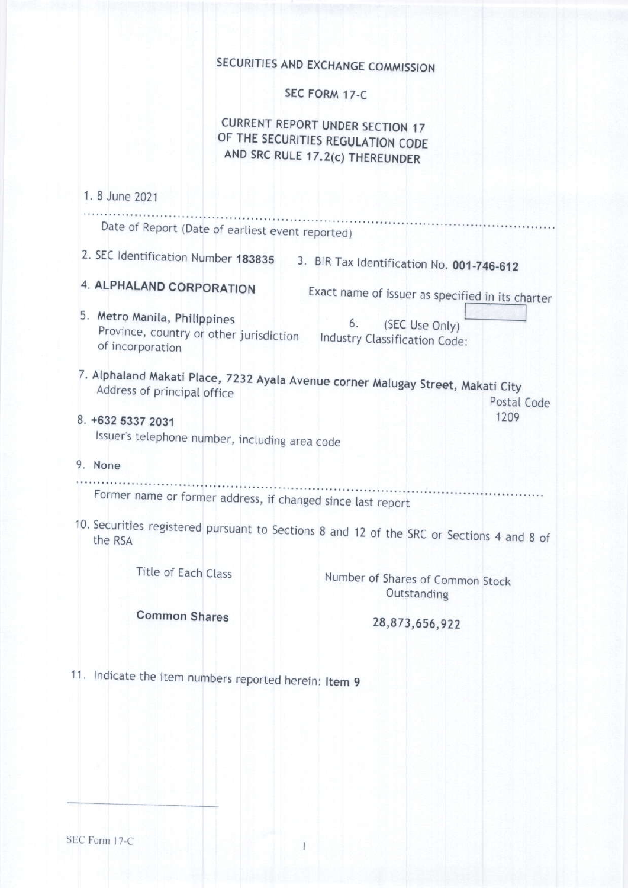# SECURITIES AND EXCHANGE COMMISSION

## SEC FORM 17-C

## CURRENT REPORT UNDER SECTION 17 OF THE SECURITIES REGULATION CODE AND SRC RULE 17.2(c) THEREUNDER

1. 8 June 2021

   Date of Report (Date of earliest event reported)

2. SEC Identification Number **183835**

3. BIR Tax Identification No. **001-746-612**

4. **ALPHALAND CORPORATION**

   Exact name of issuer as specified in its charter

5. **Metro Manila, Philippines**

   Province, country or other jurisdiction of incorporation

6. (SEC Use Only)

   Industry Classification Code:

7. **Alphaland Makati Place, 7232 Ayala Avenue corner Malugay Street, Makati City**

   Address of principal office

   Postal Code 1209

8. **+632 5337 2031**

   Issuer's telephone number, including area code

9. **None**

   Former name or former address, if changed since last report

10. Securities registered pursuant to Sections 8 and 12 of the SRC or Sections 4 and 8 of the RSA

| Title of Each Class | Number of Shares of Common Stock Outstanding |
| --- | --- |
| **Common Shares** | **28,873,656,922** |

11. Indicate the item numbers reported herein: **Item 9**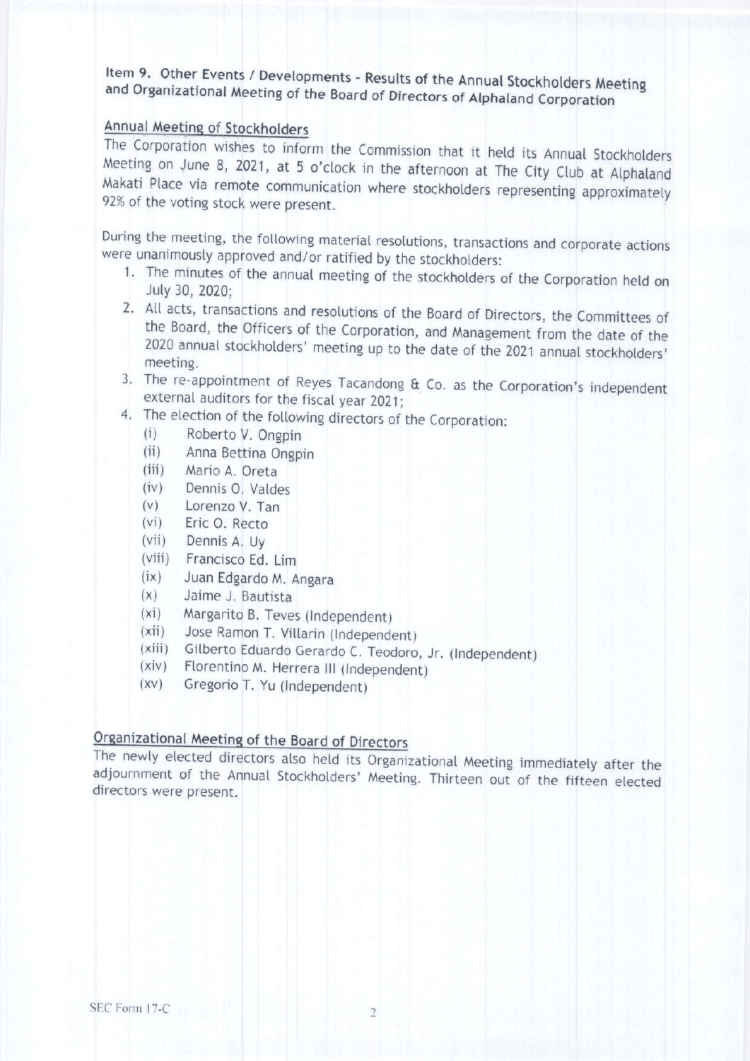## Item 9. Other Events / Developments - Results of the Annual Stockholders Meeting and Organizational Meeting of the Board of Directors of Alphaland Corporation

### Annual Meeting of Stockholders

The Corporation wishes to inform the Commission that it held its Annual Stockholders Meeting on June 8, 2021, at 5 o'clock in the afternoon at The City Club at Alphaland Makati Place via remote communication where stockholders representing approximately 92% of the voting stock were present.

During the meeting, the following material resolutions, transactions and corporate actions were unanimously approved and/or ratified by the stockholders:

1. The minutes of the annual meeting of the stockholders of the Corporation held on July 30, 2020;
2. All acts, transactions and resolutions of the Board of Directors, the Committees of the Board, the Officers of the Corporation, and Management from the date of the 2020 annual stockholders' meeting up to the date of the 2021 annual stockholders' meeting.
3. The re-appointment of Reyes Tacandong & Co. as the Corporation's independent external auditors for the fiscal year 2021;
4. The election of the following directors of the Corporation:
   - (i) Roberto V. Ongpin
   - (ii) Anna Bettina Ongpin
   - (iii) Mario A. Oreta
   - (iv) Dennis O. Valdes
   - (v) Lorenzo V. Tan
   - (vi) Eric O. Recto
   - (vii) Dennis A. Uy
   - (viii) Francisco Ed. Lim
   - (ix) Juan Edgardo M. Angara
   - (x) Jaime J. Bautista
   - (xi) Margarito B. Teves (Independent)
   - (xii) Jose Ramon T. Villarin (Independent)
   - (xiii) Gilberto Eduardo Gerardo C. Teodoro, Jr. (Independent)
   - (xiv) Florentino M. Herrera III (Independent)
   - (xv) Gregorio T. Yu (Independent)

### Organizational Meeting of the Board of Directors

The newly elected directors also held its Organizational Meeting immediately after the adjournment of the Annual Stockholders' Meeting. Thirteen out of the fifteen elected directors were present.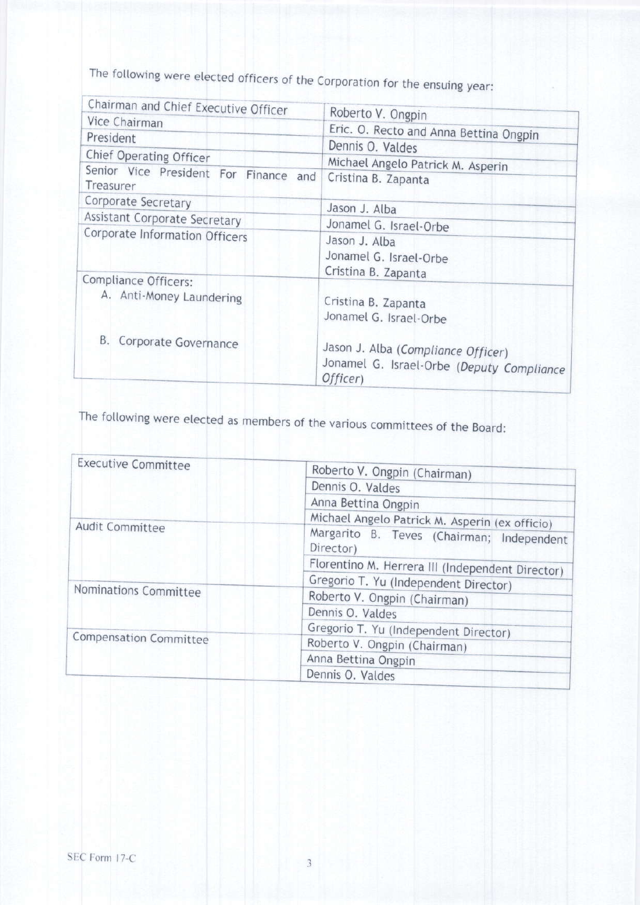The following were elected officers of the Corporation for the ensuing year:

| | |
|---|---|
| Chairman and Chief Executive Officer | Roberto V. Ongpin |
| Vice Chairman | Eric. O. Recto and Anna Bettina Ongpin |
| President | Dennis O. Valdes |
| Chief Operating Officer | Michael Angelo Patrick M. Asperin |
| Senior Vice President For Finance and Treasurer | Cristina B. Zapanta |
| Corporate Secretary | Jason J. Alba |
| Assistant Corporate Secretary | Jonamel G. Israel-Orbe |
| Corporate Information Officers | Jason J. Alba<br>Jonamel G. Israel-Orbe<br>Cristina B. Zapanta |
| Compliance Officers:<br>A. Anti-Money Laundering | Cristina B. Zapanta<br>Jonamel G. Israel-Orbe |
| B. Corporate Governance | Jason J. Alba (*Compliance Officer*)<br>Jonamel G. Israel-Orbe (*Deputy Compliance Officer*) |

The following were elected as members of the various committees of the Board:

| | |
|---|---|
| Executive Committee | Roberto V. Ongpin (Chairman) |
| | Dennis O. Valdes |
| | Anna Bettina Ongpin |
| | Michael Angelo Patrick M. Asperin (ex officio) |
| Audit Committee | Margarito B. Teves (Chairman; Independent Director) |
| | Florentino M. Herrera III (Independent Director) |
| | Gregorio T. Yu (Independent Director) |
| Nominations Committee | Roberto V. Ongpin (Chairman) |
| | Dennis O. Valdes |
| | Gregorio T. Yu (Independent Director) |
| Compensation Committee | Roberto V. Ongpin (Chairman) |
| | Anna Bettina Ongpin |
| | Dennis O. Valdes |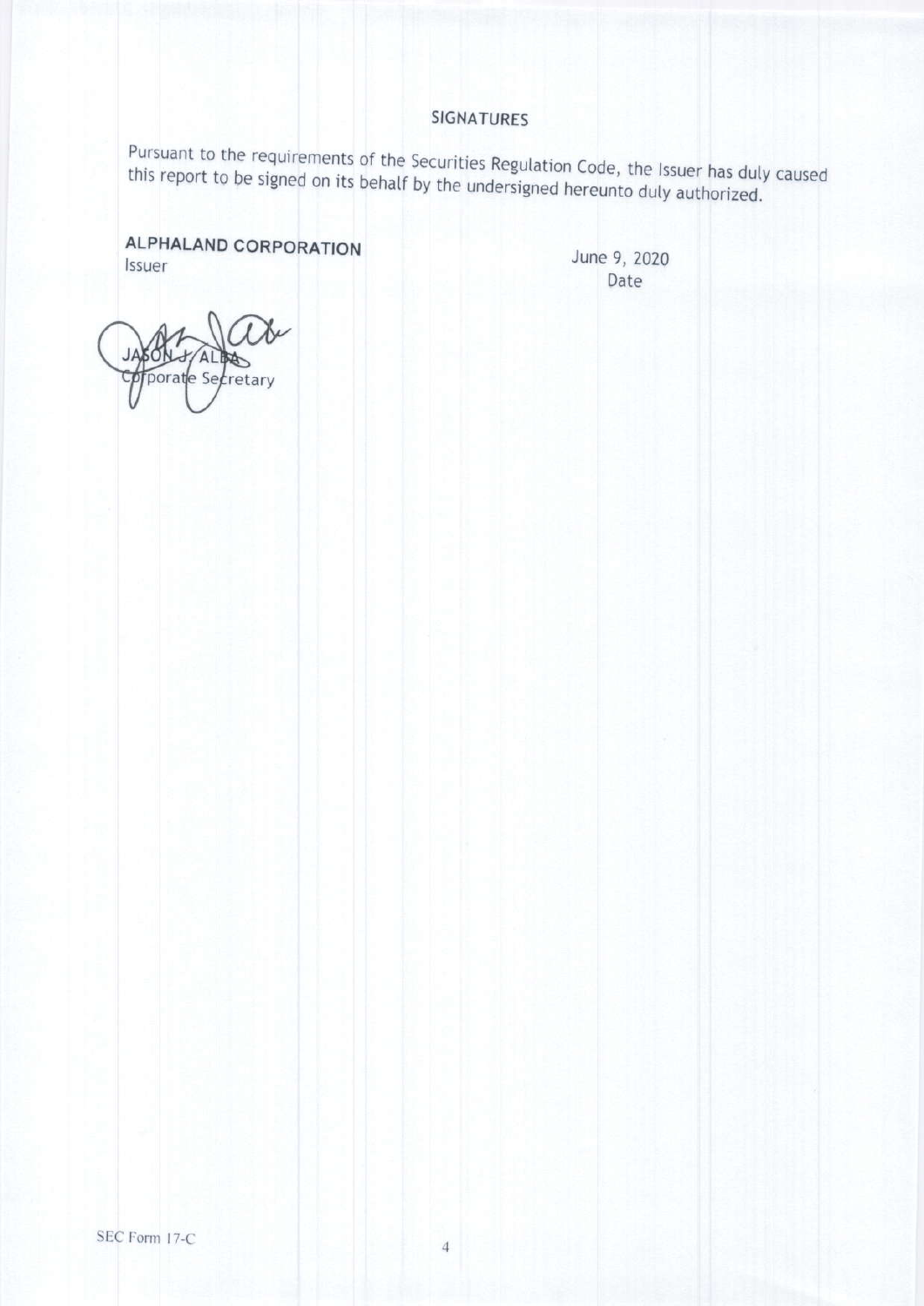## SIGNATURES

Pursuant to the requirements of the Securities Regulation Code, the Issuer has duly caused this report to be signed on its behalf by the undersigned hereunto duly authorized.

**ALPHALAND CORPORATION**
Issuer

June 9, 2020
Date

JASON J. ALBA
Corporate Secretary

SEC Form 17-C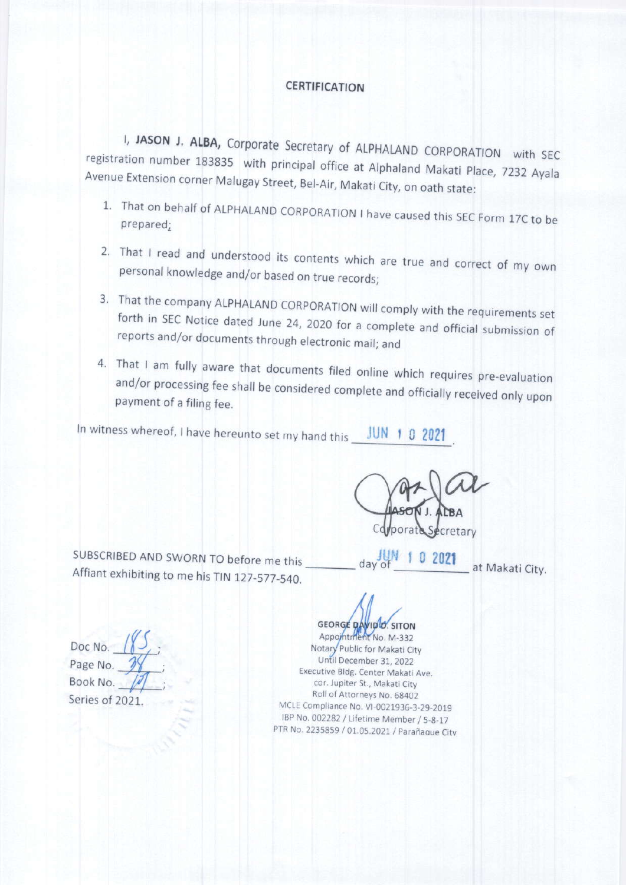# CERTIFICATION

I, **JASON J. ALBA,** Corporate Secretary of ALPHALAND CORPORATION with SEC registration number 183835 with principal office at Alphaland Makati Place, 7232 Ayala Avenue Extension corner Malugay Street, Bel-Air, Makati City, on oath state:

1. That on behalf of ALPHALAND CORPORATION I have caused this SEC Form 17C to be prepared;
2. That I read and understood its contents which are true and correct of my own personal knowledge and/or based on true records;
3. That the company ALPHALAND CORPORATION will comply with the requirements set forth in SEC Notice dated June 24, 2020 for a complete and official submission of reports and/or documents through electronic mail; and
4. That I am fully aware that documents filed online which requires pre-evaluation and/or processing fee shall be considered complete and officially received only upon payment of a filing fee.

In witness whereof, I have hereunto set my hand this JUN 10 2021.

JASON J. ALBA
Corporate Secretary

SUBSCRIBED AND SWORN TO before me this ______ day of JUN 10 2021 at Makati City. Affiant exhibiting to me his TIN 127-577-540.

Doc No. 185;
Page No. 38;
Book No. 121;
Series of 2021.

GEORGE DAVID D. SITON
Appointment No. M-332
Notary Public for Makati City
Until December 31, 2022
Executive Bldg. Center Makati Ave.
cor. Jupiter St., Makati City
Roll of Attorneys No. 68402
MCLE Compliance No. VI-0021936-3-29-2019
IBP No. 002282 / Lifetime Member / 5-8-17
PTR No. 2235859 / 01.05.2021 / Parañaque City